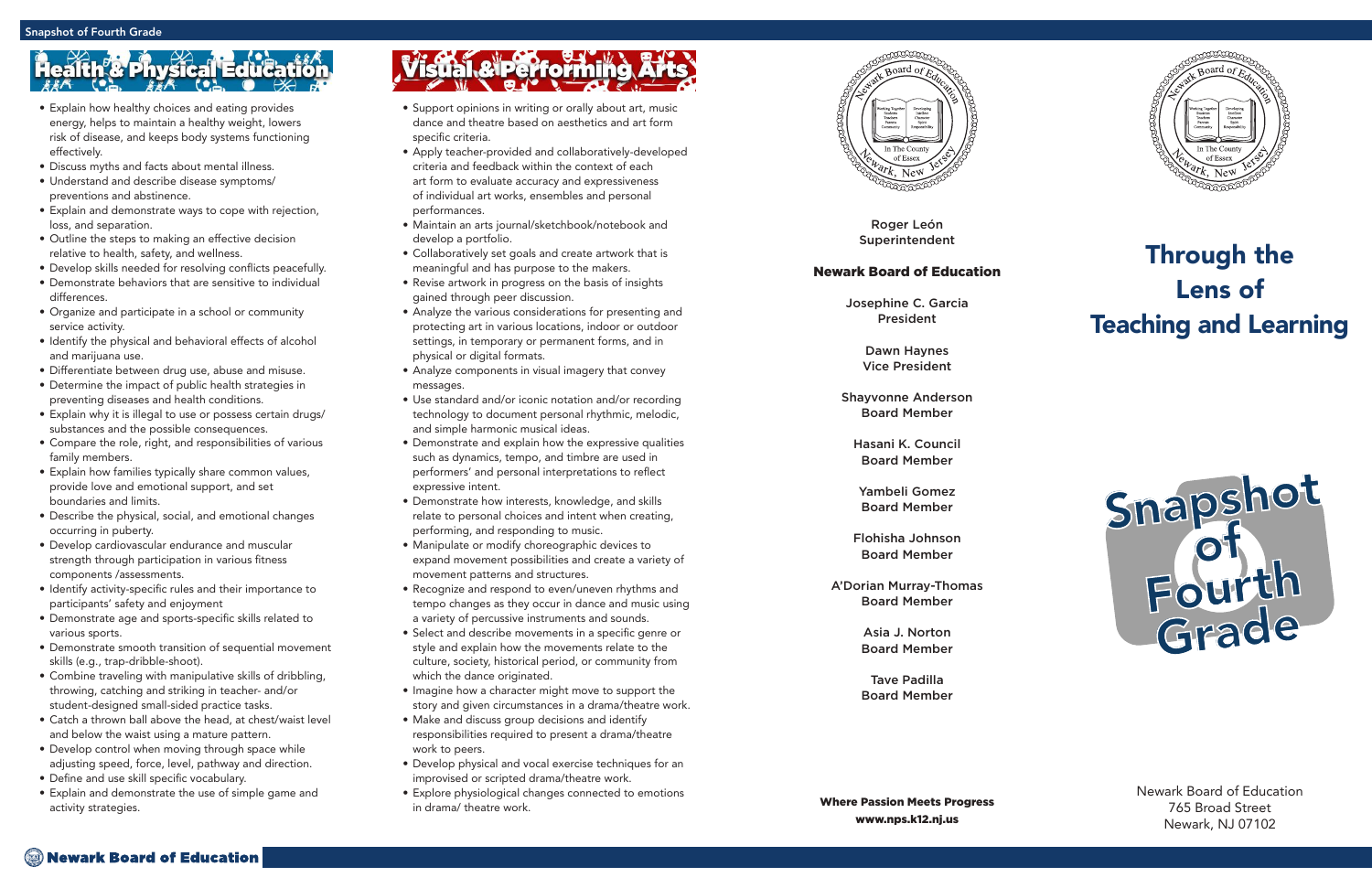## Health & Physical Education

- Explain how healthy choices and eating provides energy, helps to maintain a healthy weight, lowers risk of disease, and keeps body systems functioning effectively.
- Discuss myths and facts about mental illness.
- Understand and describe disease symptoms/ preventions and abstinence.
- Explain and demonstrate ways to cope with rejection, loss, and separation.
- Outline the steps to making an effective decision relative to health, safety, and wellness.
- Develop skills needed for resolving conflicts peacefully.
- Demonstrate behaviors that are sensitive to individual differences.
- Organize and participate in a school or community service activity.
- Identify the physical and behavioral effects of alcohol and marijuana use.
- Differentiate between drug use, abuse and misuse.
- Determine the impact of public health strategies in preventing diseases and health conditions.
- Explain why it is illegal to use or possess certain drugs/ substances and the possible consequences.
- Compare the role, right, and responsibilities of various family members.
- Explain how families typically share common values, provide love and emotional support, and set boundaries and limits.
- Describe the physical, social, and emotional changes occurring in puberty.
- Develop cardiovascular endurance and muscular strength through participation in various fitness components /assessments.
- Identify activity-specific rules and their importance to participants' safety and enjoyment
- Demonstrate age and sports-specific skills related to various sports.
- Demonstrate smooth transition of sequential movement skills (e.g., trap-dribble-shoot).
- Combine traveling with manipulative skills of dribbling, throwing, catching and striking in teacher- and/or student-designed small-sided practice tasks.
- Catch a thrown ball above the head, at chest/waist level and below the waist using a mature pattern.
- Develop control when moving through space while adjusting speed, force, level, pathway and direction.
- Define and use skill specific vocabulary.
- Explain and demonstrate the use of simple game and activity strategies.

## Visual & Performing Arts

- Support opinions in writing or orally about art, music dance and theatre based on aesthetics and art form specific criteria.
- Apply teacher-provided and collaboratively-developed criteria and feedback within the context of each art form to evaluate accuracy and expressiveness of individual art works, ensembles and personal performances.
- Maintain an arts journal/sketchbook/notebook and develop a portfolio.
- Collaboratively set goals and create artwork that is meaningful and has purpose to the makers.
- Revise artwork in progress on the basis of insights gained through peer discussion.
- Analyze the various considerations for presenting and protecting art in various locations, indoor or outdoor settings, in temporary or permanent forms, and in physical or digital formats.
- Analyze components in visual imagery that convey messages.
- Use standard and/or iconic notation and/or recording technology to document personal rhythmic, melodic, and simple harmonic musical ideas.
- Demonstrate and explain how the expressive qualities such as dynamics, tempo, and timbre are used in performers' and personal interpretations to reflect expressive intent.
- Demonstrate how interests, knowledge, and skills relate to personal choices and intent when creating, performing, and responding to music.
- Manipulate or modify choreographic devices to expand movement possibilities and create a variety of movement patterns and structures.
- Recognize and respond to even/uneven rhythms and tempo changes as they occur in dance and music using a variety of percussive instruments and sounds.
- Select and describe movements in a specific genre or style and explain how the movements relate to the culture, society, historical period, or community from which the dance originated.
- Imagine how a character might move to support the story and given circumstances in a drama/theatre work.
- Make and discuss group decisions and identify responsibilities required to present a drama/theatre work to peers.
- Develop physical and vocal exercise techniques for an improvised or scripted drama/theatre work.
- Explore physiological changes connected to emotions in drama/ theatre work.

Roger León
Superintendent

**Newark Board of Education**

Josephine C. Garcia
President

Dawn Haynes
Vice President

Shayvonne Anderson
Board Member

Hasani K. Council
Board Member

Yambeli Gomez
Board Member

Flohisha Johnson
Board Member

A'Dorian Murray-Thomas
Board Member

Asia J. Norton
Board Member

Tave Padilla
Board Member

**Where Passion Meets Progress**
**www.nps.k12.nj.us**

# Through the Lens of Teaching and Learning

# Snapshot of Fourth Grade

Newark Board of Education
765 Broad Street
Newark, NJ 07102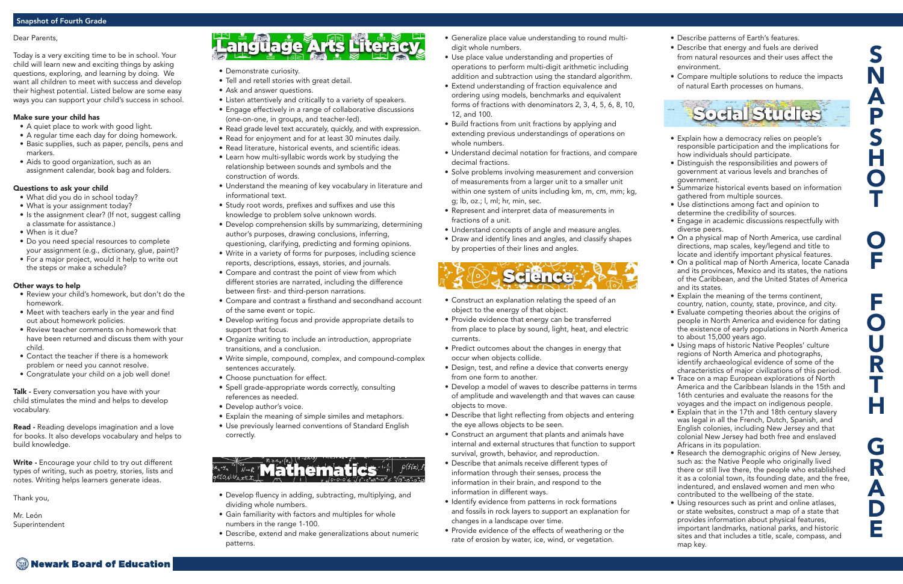## Snapshot of Fourth Grade

Dear Parents,

Today is a very exciting time to be in school. Your child will learn new and exciting things by asking questions, exploring, and learning by doing. We want all children to meet with success and develop their highest potential. Listed below are some easy ways you can support your child's success in school.

### Make sure your child has

- A quiet place to work with good light.
- A regular time each day for doing homework.
- Basic supplies, such as paper, pencils, pens and markers.
- Aids to good organization, such as an assignment calendar, book bag and folders.

### Questions to ask your child

- What did you do in school today?
- What is your assignment today?
- Is the assignment clear? (If not, suggest calling a classmate for assistance.)
- When is it due?
- Do you need special resources to complete your assignment (e.g., dictionary, glue, paint)?
- For a major project, would it help to write out the steps or make a schedule?

### Other ways to help

- Review your child's homework, but don't do the homework.
- Meet with teachers early in the year and find out about homework policies.
- Review teacher comments on homework that have been returned and discuss them with your child.
- Contact the teacher if there is a homework problem or need you cannot resolve.
- Congratulate your child on a job well done!

**Talk -** Every conversation you have with your child stimulates the mind and helps to develop vocabulary.

**Read -** Reading develops imagination and a love for books. It also develops vocabulary and helps to build knowledge.

**Write -** Encourage your child to try out different types of writing, such as poetry, stories, lists and notes. Writing helps learners generate ideas.

Thank you,

Mr. León
Superintendent

## Language Arts Literacy

- Demonstrate curiosity.
- Tell and retell stories with great detail.
- Ask and answer questions.
- Listen attentively and critically to a variety of speakers.
- Engage effectively in a range of collaborative discussions (one-on-one, in groups, and teacher-led).
- Read grade level text accurately, quickly, and with expression.
- Read for enjoyment and for at least 30 minutes daily.
- Read literature, historical events, and scientific ideas.
- Learn how multi-syllabic words work by studying the relationship between sounds and symbols and the construction of words.
- Understand the meaning of key vocabulary in literature and informational text.
- Study root words, prefixes and suffixes and use this knowledge to problem solve unknown words.
- Develop comprehension skills by summarizing, determining author's purposes, drawing conclusions, inferring, questioning, clarifying, predicting and forming opinions.
- Write in a variety of forms for purposes, including science reports, descriptions, essays, stories, and journals.
- Compare and contrast the point of view from which different stories are narrated, including the difference between first- and third-person narrations.
- Compare and contrast a firsthand and secondhand account of the same event or topic.
- Develop writing focus and provide appropriate details to support that focus.
- Organize writing to include an introduction, appropriate transitions, and a conclusion.
- Write simple, compound, complex, and compound-complex sentences accurately.
- Choose punctuation for effect.
- Spell grade-appropriate words correctly, consulting references as needed.
- Develop author's voice.
- Explain the meaning of simple similes and metaphors.
- Use previously learned conventions of Standard English correctly.

## Mathematics

- Develop fluency in adding, subtracting, multiplying, and dividing whole numbers.
- Gain familiarity with factors and multiples for whole numbers in the range 1-100.
- Describe, extend and make generalizations about numeric patterns.
- Generalize place value understanding to round multi-digit whole numbers.
- Use place value understanding and properties of operations to perform multi-digit arithmetic including addition and subtraction using the standard algorithm.
- Extend understanding of fraction equivalence and ordering using models, benchmarks and equivalent forms of fractions with denominators 2, 3, 4, 5, 6, 8, 10, 12, and 100.
- Build fractions from unit fractions by applying and extending previous understandings of operations on whole numbers.
- Understand decimal notation for fractions, and compare decimal fractions.
- Solve problems involving measurement and conversion of measurements from a larger unit to a smaller unit within one system of units including km, m, cm, mm; kg, g; lb, oz.; l, ml; hr, min, sec.
- Represent and interpret data of measurements in fractions of a unit.
- Understand concepts of angle and measure angles.
- Draw and identify lines and angles, and classify shapes by properties of their lines and angles.

## Science

- Construct an explanation relating the speed of an object to the energy of that object.
- Provide evidence that energy can be transferred from place to place by sound, light, heat, and electric currents.
- Predict outcomes about the changes in energy that occur when objects collide.
- Design, test, and refine a device that converts energy from one form to another.
- Develop a model of waves to describe patterns in terms of amplitude and wavelength and that waves can cause objects to move.
- Describe that light reflecting from objects and entering the eye allows objects to be seen.
- Construct an argument that plants and animals have internal and external structures that function to support survival, growth, behavior, and reproduction.
- Describe that animals receive different types of information through their senses, process the information in their brain, and respond to the information in different ways.
- Identify evidence from patterns in rock formations and fossils in rock layers to support an explanation for changes in a landscape over time.
- Provide evidence of the effects of weathering or the rate of erosion by water, ice, wind, or vegetation.
- Describe patterns of Earth's features.
- Describe that energy and fuels are derived from natural resources and their uses affect the environment.
- Compare multiple solutions to reduce the impacts of natural Earth processes on humans.

## Social Studies

- Explain how a democracy relies on people's responsible participation and the implications for how individuals should participate.
- Distinguish the responsibilities and powers of government at various levels and branches of government.
- Summarize historical events based on information gathered from multiple sources.
- Use distinctions among fact and opinion to determine the credibility of sources.
- Engage in academic discussions respectfully with diverse peers.
- On a physical map of North America, use cardinal directions, map scales, key/legend and title to locate and identify important physical features.
- On a political map of North America, locate Canada and its provinces, Mexico and its states, the nations of the Caribbean, and the United States of America and its states.
- Explain the meaning of the terms continent, country, nation, county, state, province, and city.
- Evaluate competing theories about the origins of people in North America and evidence for dating the existence of early populations in North America to about 15,000 years ago.
- Using maps of historic Native Peoples' culture regions of North America and photographs, identify archaeological evidence of some of the characteristics of major civilizations of this period.
- Trace on a map European explorations of North America and the Caribbean Islands in the 15th and 16th centuries and evaluate the reasons for the voyages and the impact on indigenous people.
- Explain that in the 17th and 18th century slavery was legal in all the French, Dutch, Spanish, and English colonies, including New Jersey and that colonial New Jersey had both free and enslaved Africans in its population.
- Research the demographic origins of New Jersey, such as: the Native People who originally lived there or still live there, the people who established it as a colonial town, its founding date, and the free, indentured, and enslaved women and men who contributed to the wellbeing of the state.
- Using resources such as print and online atlases, or state websites, construct a map of a state that provides information about physical features, important landmarks, national parks, and historic sites and that includes a title, scale, compass, and map key.

SNAPSHOT OF FOURTH GRADE

Newark Board of Education